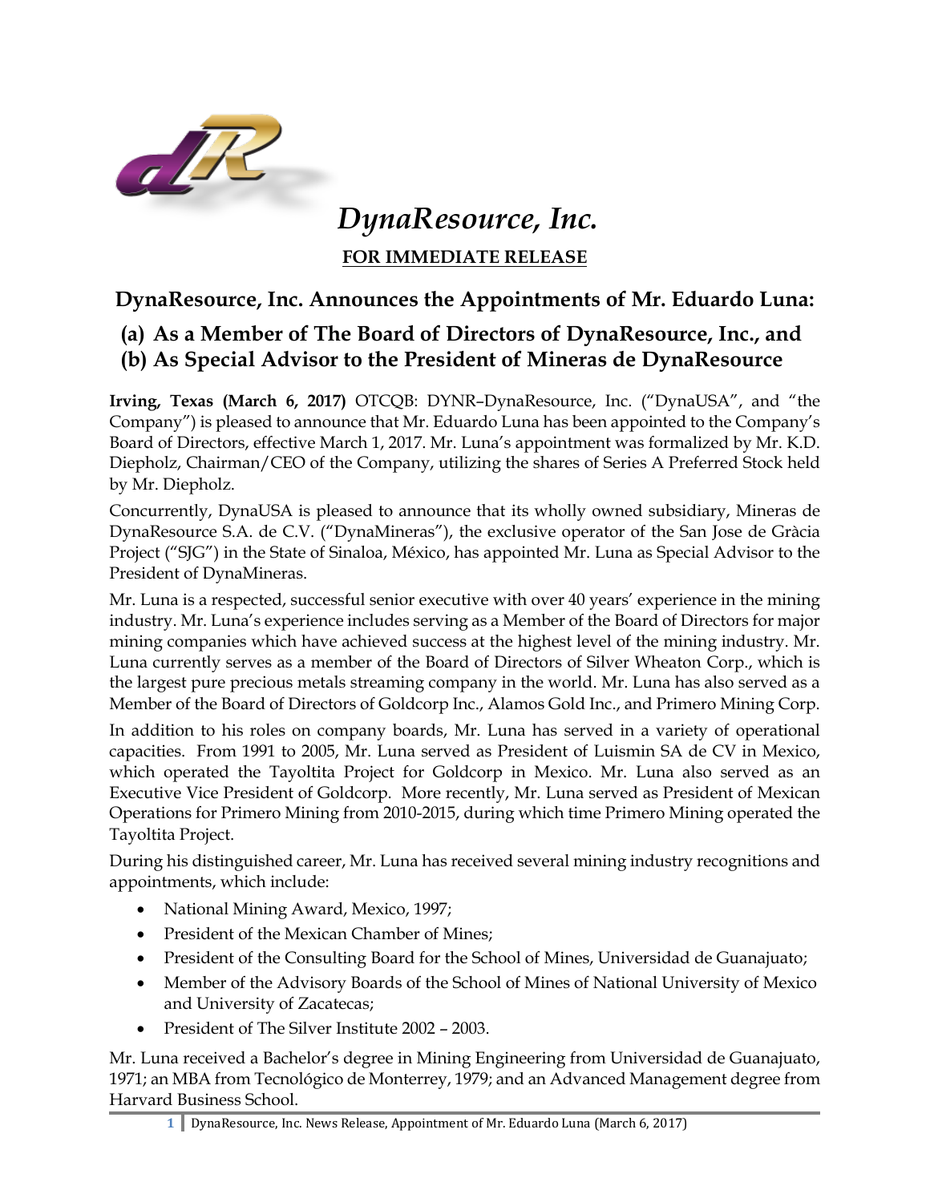# DynaResource, Inc.

**FOR IMMEDIATE RELEASE**

## DynaResource, Inc. Announces the Appointments of Mr. Eduardo Luna:

## (a) As a Member of The Board of Directors of DynaResource, Inc., and
## (b) As Special Advisor to the President of Mineras de DynaResource

**Irving, Texas (March 6, 2017)** OTCQB: DYNR–DynaResource, Inc. ("DynaUSA", and "the Company") is pleased to announce that Mr. Eduardo Luna has been appointed to the Company's Board of Directors, effective March 1, 2017. Mr. Luna's appointment was formalized by Mr. K.D. Diepholz, Chairman/CEO of the Company, utilizing the shares of Series A Preferred Stock held by Mr. Diepholz.

Concurrently, DynaUSA is pleased to announce that its wholly owned subsidiary, Mineras de DynaResource S.A. de C.V. ("DynaMineras"), the exclusive operator of the San Jose de Gràcia Project ("SJG") in the State of Sinaloa, México, has appointed Mr. Luna as Special Advisor to the President of DynaMineras.

Mr. Luna is a respected, successful senior executive with over 40 years' experience in the mining industry. Mr. Luna's experience includes serving as a Member of the Board of Directors for major mining companies which have achieved success at the highest level of the mining industry. Mr. Luna currently serves as a member of the Board of Directors of Silver Wheaton Corp., which is the largest pure precious metals streaming company in the world. Mr. Luna has also served as a Member of the Board of Directors of Goldcorp Inc., Alamos Gold Inc., and Primero Mining Corp.

In addition to his roles on company boards, Mr. Luna has served in a variety of operational capacities. From 1991 to 2005, Mr. Luna served as President of Luismin SA de CV in Mexico, which operated the Tayoltita Project for Goldcorp in Mexico. Mr. Luna also served as an Executive Vice President of Goldcorp. More recently, Mr. Luna served as President of Mexican Operations for Primero Mining from 2010-2015, during which time Primero Mining operated the Tayoltita Project.

During his distinguished career, Mr. Luna has received several mining industry recognitions and appointments, which include:

- National Mining Award, Mexico, 1997;
- President of the Mexican Chamber of Mines;
- President of the Consulting Board for the School of Mines, Universidad de Guanajuato;
- Member of the Advisory Boards of the School of Mines of National University of Mexico and University of Zacatecas;
- President of The Silver Institute 2002 – 2003.

Mr. Luna received a Bachelor's degree in Mining Engineering from Universidad de Guanajuato, 1971; an MBA from Tecnológico de Monterrey, 1979; and an Advanced Management degree from Harvard Business School.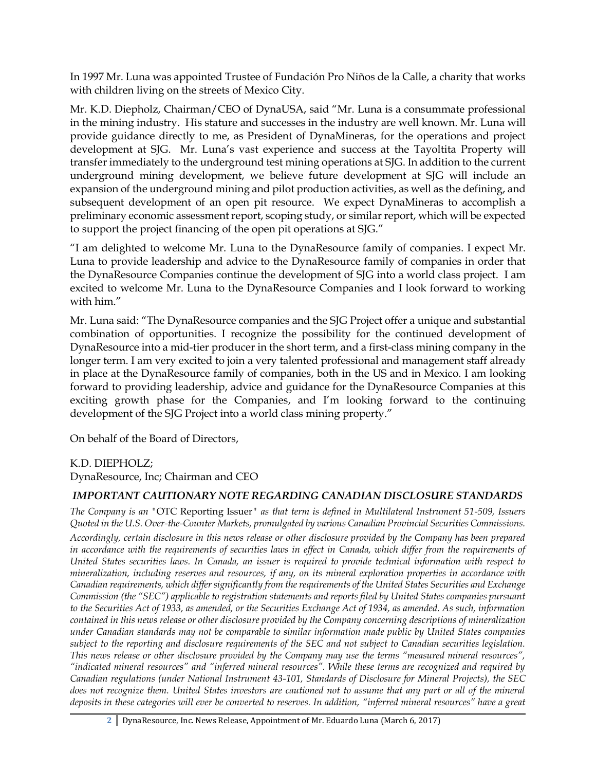In 1997 Mr. Luna was appointed Trustee of Fundación Pro Niños de la Calle, a charity that works with children living on the streets of Mexico City.

Mr. K.D. Diepholz, Chairman/CEO of DynaUSA, said "Mr. Luna is a consummate professional in the mining industry. His stature and successes in the industry are well known. Mr. Luna will provide guidance directly to me, as President of DynaMineras, for the operations and project development at SJG. Mr. Luna's vast experience and success at the Tayoltita Property will transfer immediately to the underground test mining operations at SJG. In addition to the current underground mining development, we believe future development at SJG will include an expansion of the underground mining and pilot production activities, as well as the defining, and subsequent development of an open pit resource. We expect DynaMineras to accomplish a preliminary economic assessment report, scoping study, or similar report, which will be expected to support the project financing of the open pit operations at SJG."

"I am delighted to welcome Mr. Luna to the DynaResource family of companies. I expect Mr. Luna to provide leadership and advice to the DynaResource family of companies in order that the DynaResource Companies continue the development of SJG into a world class project. I am excited to welcome Mr. Luna to the DynaResource Companies and I look forward to working with him."

Mr. Luna said: "The DynaResource companies and the SJG Project offer a unique and substantial combination of opportunities. I recognize the possibility for the continued development of DynaResource into a mid-tier producer in the short term, and a first-class mining company in the longer term. I am very excited to join a very talented professional and management staff already in place at the DynaResource family of companies, both in the US and in Mexico. I am looking forward to providing leadership, advice and guidance for the DynaResource Companies at this exciting growth phase for the Companies, and I'm looking forward to the continuing development of the SJG Project into a world class mining property."

On behalf of the Board of Directors,

K.D. DIEPHOLZ;
DynaResource, Inc; Chairman and CEO

### *IMPORTANT CAUTIONARY NOTE REGARDING CANADIAN DISCLOSURE STANDARDS*

*The Company is an* "OTC Reporting Issuer" *as that term is defined in Multilateral Instrument 51-509, Issuers Quoted in the U.S. Over-the-Counter Markets, promulgated by various Canadian Provincial Securities Commissions.*

*Accordingly, certain disclosure in this news release or other disclosure provided by the Company has been prepared in accordance with the requirements of securities laws in effect in Canada, which differ from the requirements of United States securities laws. In Canada, an issuer is required to provide technical information with respect to mineralization, including reserves and resources, if any, on its mineral exploration properties in accordance with Canadian requirements, which differ significantly from the requirements of the United States Securities and Exchange Commission (the "SEC") applicable to registration statements and reports filed by United States companies pursuant to the Securities Act of 1933, as amended, or the Securities Exchange Act of 1934, as amended. As such, information contained in this news release or other disclosure provided by the Company concerning descriptions of mineralization under Canadian standards may not be comparable to similar information made public by United States companies subject to the reporting and disclosure requirements of the SEC and not subject to Canadian securities legislation. This news release or other disclosure provided by the Company may use the terms "measured mineral resources", "indicated mineral resources" and "inferred mineral resources". While these terms are recognized and required by Canadian regulations (under National Instrument 43-101, Standards of Disclosure for Mineral Projects), the SEC does not recognize them. United States investors are cautioned not to assume that any part or all of the mineral deposits in these categories will ever be converted to reserves. In addition, "inferred mineral resources" have a great*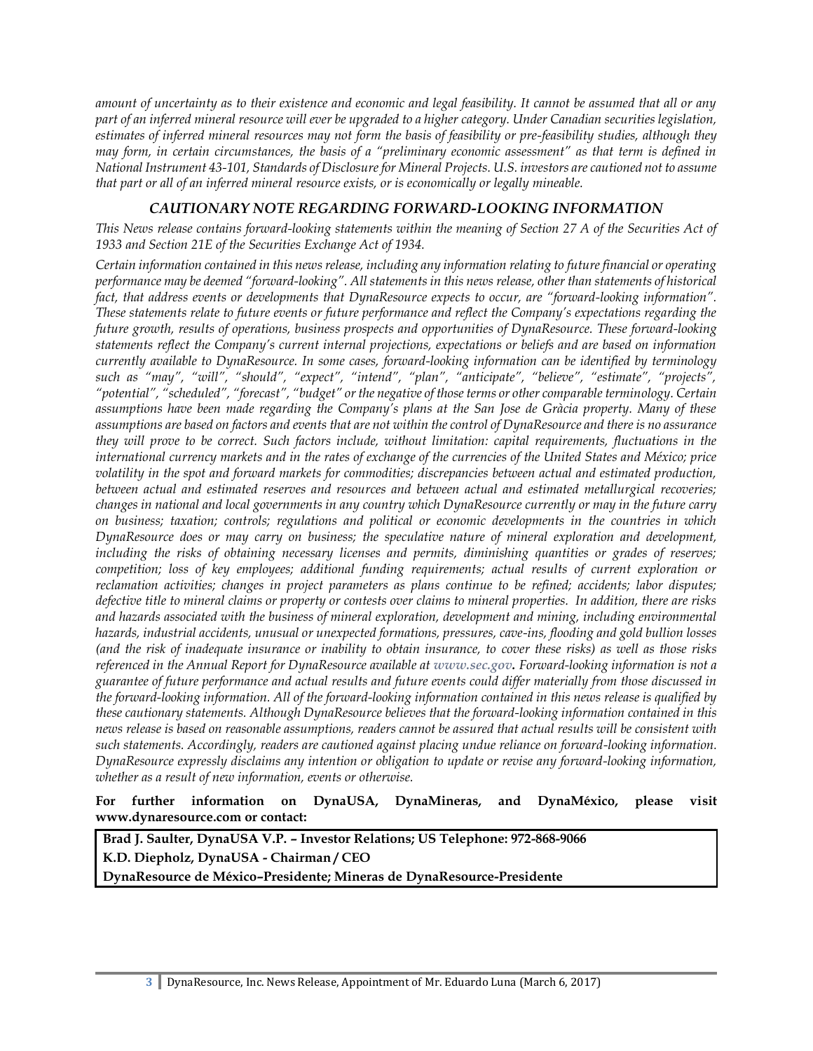*amount of uncertainty as to their existence and economic and legal feasibility. It cannot be assumed that all or any part of an inferred mineral resource will ever be upgraded to a higher category. Under Canadian securities legislation, estimates of inferred mineral resources may not form the basis of feasibility or pre-feasibility studies, although they may form, in certain circumstances, the basis of a "preliminary economic assessment" as that term is defined in National Instrument 43-101, Standards of Disclosure for Mineral Projects. U.S. investors are cautioned not to assume that part or all of an inferred mineral resource exists, or is economically or legally mineable.*

## *CAUTIONARY NOTE REGARDING FORWARD-LOOKING INFORMATION*

*This News release contains forward-looking statements within the meaning of Section 27 A of the Securities Act of 1933 and Section 21E of the Securities Exchange Act of 1934.*

*Certain information contained in this news release, including any information relating to future financial or operating performance may be deemed "forward-looking". All statements in this news release, other than statements of historical fact, that address events or developments that DynaResource expects to occur, are "forward-looking information". These statements relate to future events or future performance and reflect the Company's expectations regarding the future growth, results of operations, business prospects and opportunities of DynaResource. These forward-looking statements reflect the Company's current internal projections, expectations or beliefs and are based on information currently available to DynaResource. In some cases, forward-looking information can be identified by terminology such as "may", "will", "should", "expect", "intend", "plan", "anticipate", "believe", "estimate", "projects", "potential", "scheduled", "forecast", "budget" or the negative of those terms or other comparable terminology. Certain assumptions have been made regarding the Company's plans at the San Jose de Gràcia property. Many of these assumptions are based on factors and events that are not within the control of DynaResource and there is no assurance they will prove to be correct. Such factors include, without limitation: capital requirements, fluctuations in the international currency markets and in the rates of exchange of the currencies of the United States and México; price volatility in the spot and forward markets for commodities; discrepancies between actual and estimated production, between actual and estimated reserves and resources and between actual and estimated metallurgical recoveries; changes in national and local governments in any country which DynaResource currently or may in the future carry on business; taxation; controls; regulations and political or economic developments in the countries in which DynaResource does or may carry on business; the speculative nature of mineral exploration and development, including the risks of obtaining necessary licenses and permits, diminishing quantities or grades of reserves; competition; loss of key employees; additional funding requirements; actual results of current exploration or reclamation activities; changes in project parameters as plans continue to be refined; accidents; labor disputes; defective title to mineral claims or property or contests over claims to mineral properties. In addition, there are risks and hazards associated with the business of mineral exploration, development and mining, including environmental hazards, industrial accidents, unusual or unexpected formations, pressures, cave-ins, flooding and gold bullion losses (and the risk of inadequate insurance or inability to obtain insurance, to cover these risks) as well as those risks referenced in the Annual Report for DynaResource available at* ***www.sec.gov****. Forward-looking information is not a guarantee of future performance and actual results and future events could differ materially from those discussed in the forward-looking information. All of the forward-looking information contained in this news release is qualified by these cautionary statements. Although DynaResource believes that the forward-looking information contained in this news release is based on reasonable assumptions, readers cannot be assured that actual results will be consistent with such statements. Accordingly, readers are cautioned against placing undue reliance on forward-looking information. DynaResource expressly disclaims any intention or obligation to update or revise any forward-looking information, whether as a result of new information, events or otherwise.*

**For further information on DynaUSA, DynaMineras, and DynaMéxico, please visit www.dynaresource.com or contact:**

**Brad J. Saulter, DynaUSA V.P. – Investor Relations; US Telephone: 972-868-9066**
**K.D. Diepholz, DynaUSA - Chairman / CEO**
**DynaResource de México–Presidente; Mineras de DynaResource-Presidente**